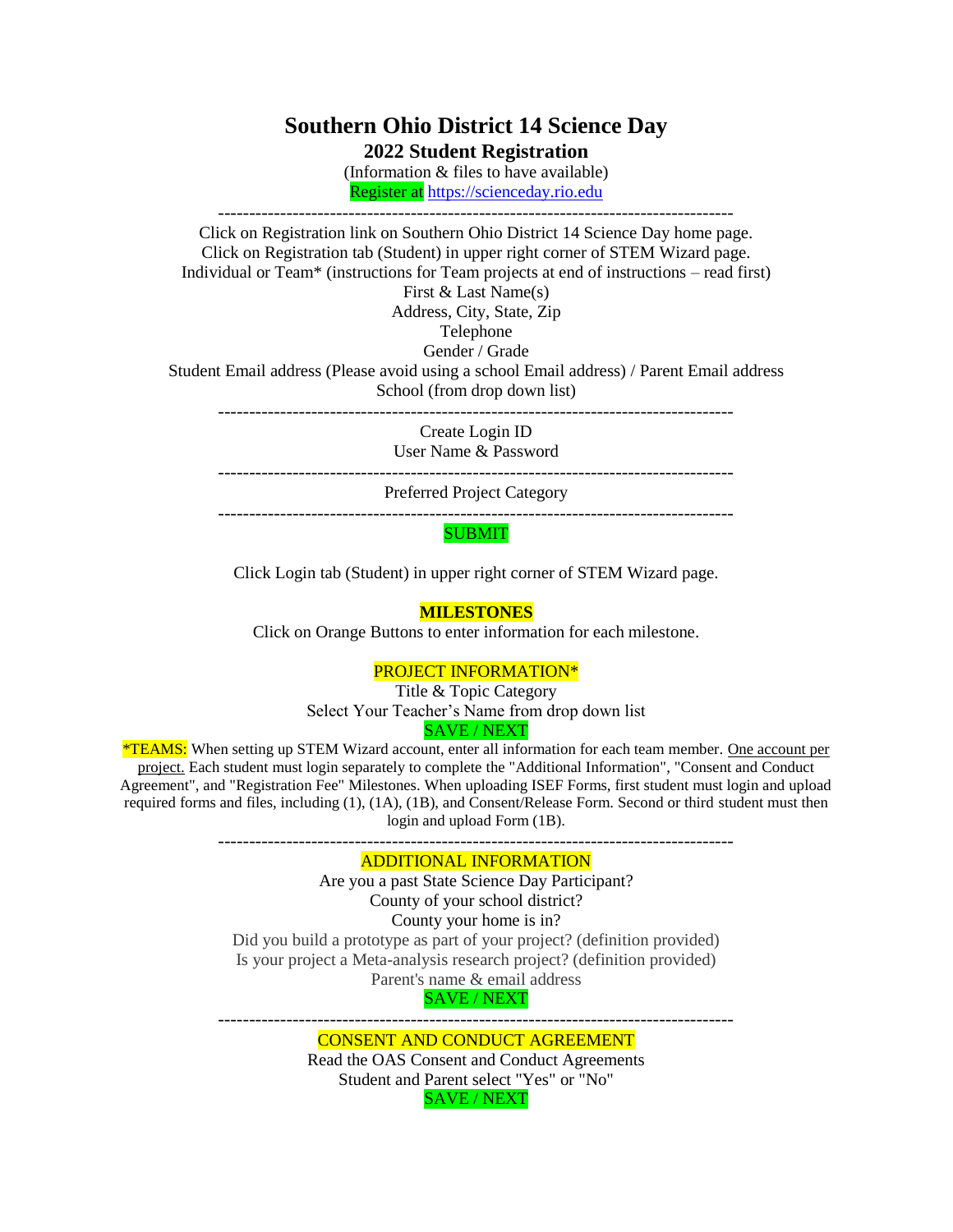# Southern Ohio District 14 Science Day

## 2022 Student Registration

(Information & files to have available)

Register at https://scienceday.rio.edu

---

Click on Registration link on Southern Ohio District 14 Science Day home page.

Click on Registration tab (Student) in upper right corner of STEM Wizard page.

Individual or Team* (instructions for Team projects at end of instructions – read first)

First & Last Name(s)

Address, City, State, Zip

Telephone

Gender / Grade

Student Email address (Please avoid using a school Email address) / Parent Email address

School (from drop down list)

---

Create Login ID

User Name & Password

---

Preferred Project Category

---

SUBMIT

Click Login tab (Student) in upper right corner of STEM Wizard page.

**MILESTONES**

Click on Orange Buttons to enter information for each milestone.

PROJECT INFORMATION*

Title & Topic Category

Select Your Teacher's Name from drop down list

SAVE / NEXT

*TEAMS: When setting up STEM Wizard account, enter all information for each team member. One account per project. Each student must login separately to complete the "Additional Information", "Consent and Conduct Agreement", and "Registration Fee" Milestones. When uploading ISEF Forms, first student must login and upload required forms and files, including (1), (1A), (1B), and Consent/Release Form. Second or third student must then login and upload Form (1B).

---

ADDITIONAL INFORMATION

Are you a past State Science Day Participant?

County of your school district?

County your home is in?

Did you build a prototype as part of your project? (definition provided)

Is your project a Meta-analysis research project? (definition provided)

Parent's name & email address

SAVE / NEXT

---

CONSENT AND CONDUCT AGREEMENT

Read the OAS Consent and Conduct Agreements

Student and Parent select "Yes" or "No"

SAVE / NEXT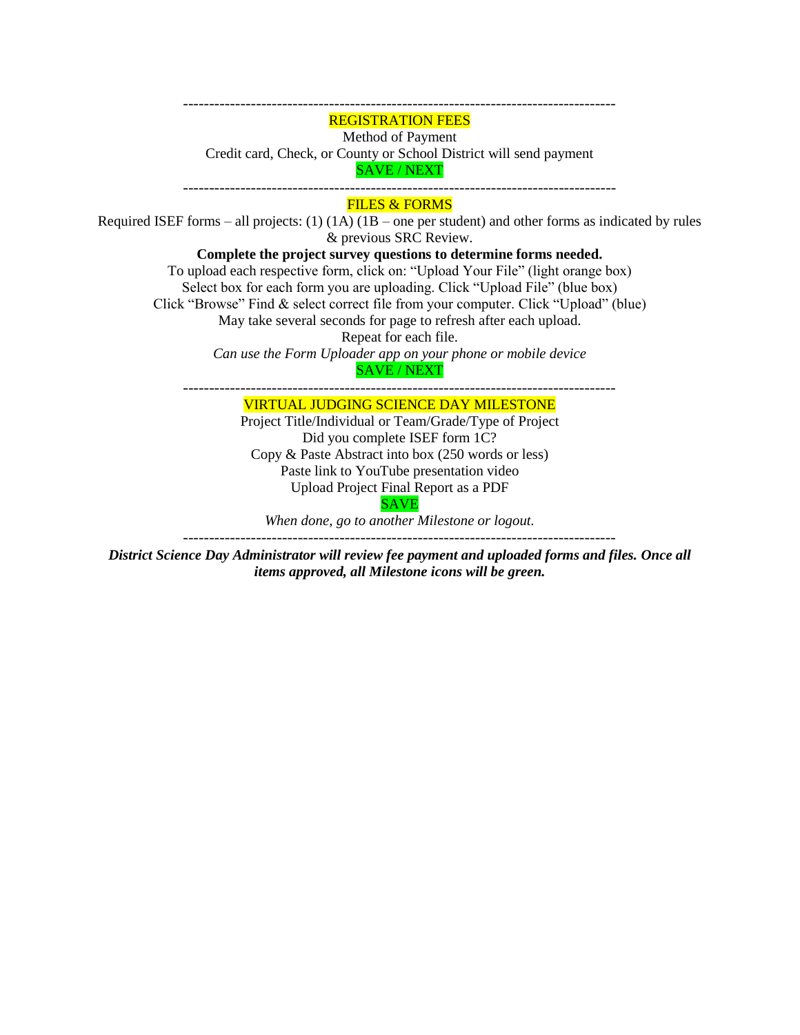---

REGISTRATION FEES

Method of Payment

Credit card, Check, or County or School District will send payment

SAVE / NEXT

---

FILES & FORMS

Required ISEF forms – all projects: (1) (1A) (1B – one per student) and other forms as indicated by rules & previous SRC Review.

**Complete the project survey questions to determine forms needed.**

To upload each respective form, click on: "Upload Your File" (light orange box)

Select box for each form you are uploading. Click "Upload File" (blue box)

Click "Browse" Find & select correct file from your computer. Click "Upload" (blue)

May take several seconds for page to refresh after each upload.

Repeat for each file.

*Can use the Form Uploader app on your phone or mobile device*

SAVE / NEXT

---

VIRTUAL JUDGING SCIENCE DAY MILESTONE

Project Title/Individual or Team/Grade/Type of Project

Did you complete ISEF form 1C?

Copy & Paste Abstract into box (250 words or less)

Paste link to YouTube presentation video

Upload Project Final Report as a PDF

SAVE

*When done, go to another Milestone or logout.*

---

***District Science Day Administrator will review fee payment and uploaded forms and files. Once all items approved, all Milestone icons will be green.***